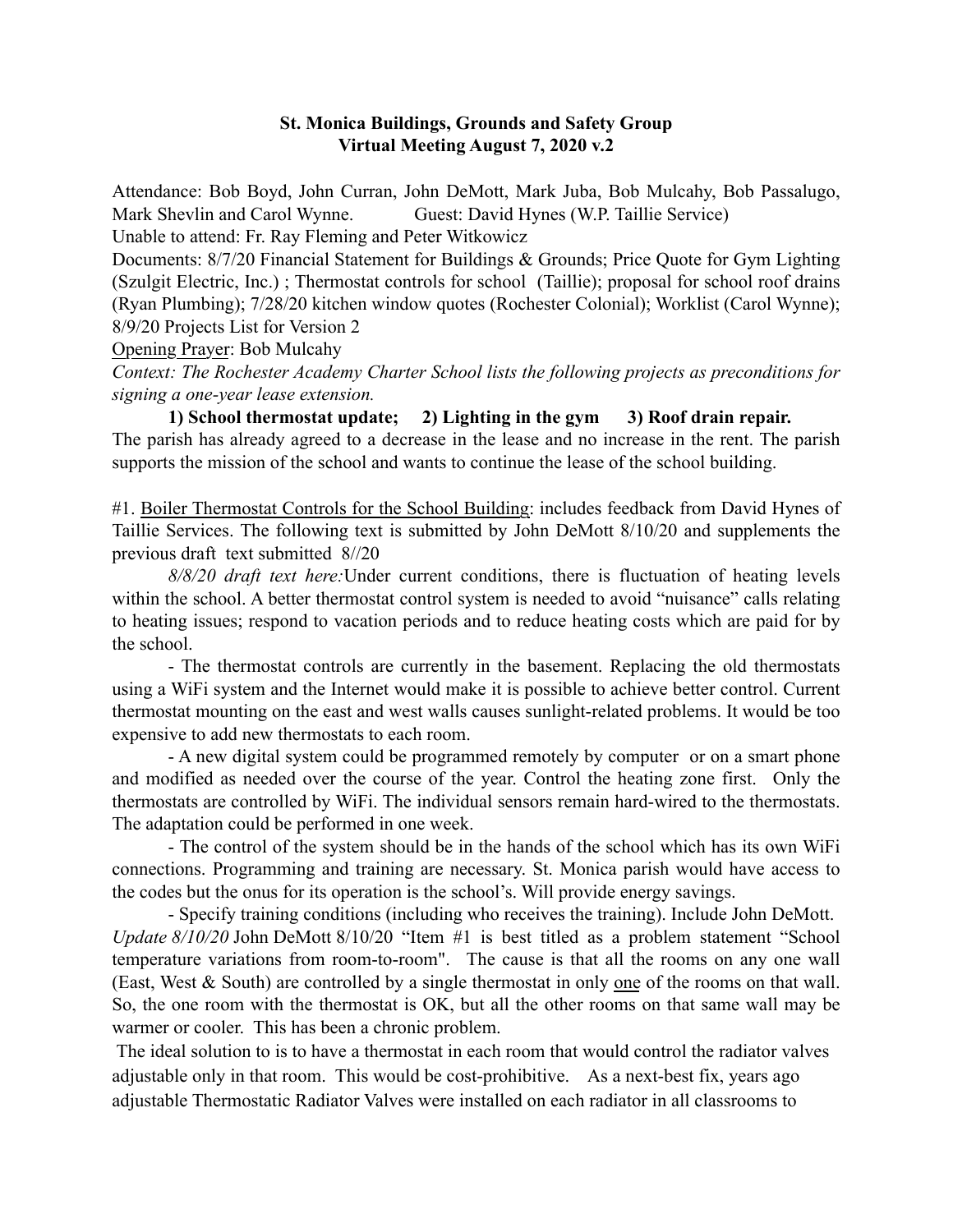**St. Monica Buildings, Grounds and Safety Group**
**Virtual Meeting August 7, 2020 v.2**

Attendance: Bob Boyd, John Curran, John DeMott, Mark Juba, Bob Mulcahy, Bob Passalugo, Mark Shevlin and Carol Wynne. Guest: David Hynes (W.P. Taillie Service)

Unable to attend: Fr. Ray Fleming and Peter Witkowicz

Documents: 8/7/20 Financial Statement for Buildings & Grounds; Price Quote for Gym Lighting (Szulgit Electric, Inc.) ; Thermostat controls for school (Taillie); proposal for school roof drains (Ryan Plumbing); 7/28/20 kitchen window quotes (Rochester Colonial); Worklist (Carol Wynne); 8/9/20 Projects List for Version 2

<u>Opening Prayer</u>: Bob Mulcahy

*Context: The Rochester Academy Charter School lists the following projects as preconditions for signing a one-year lease extension.*

**1) School thermostat update; 2) Lighting in the gym 3) Roof drain repair.**

The parish has already agreed to a decrease in the lease and no increase in the rent. The parish supports the mission of the school and wants to continue the lease of the school building.

#1. <u>Boiler Thermostat Controls for the School Building</u>: includes feedback from David Hynes of Taillie Services. The following text is submitted by John DeMott 8/10/20 and supplements the previous draft text submitted 8//20

*8/8/20 draft text here:* Under current conditions, there is fluctuation of heating levels within the school. A better thermostat control system is needed to avoid "nuisance" calls relating to heating issues; respond to vacation periods and to reduce heating costs which are paid for by the school.

- The thermostat controls are currently in the basement. Replacing the old thermostats using a WiFi system and the Internet would make it is possible to achieve better control. Current thermostat mounting on the east and west walls causes sunlight-related problems. It would be too expensive to add new thermostats to each room.
- A new digital system could be programmed remotely by computer or on a smart phone and modified as needed over the course of the year. Control the heating zone first. Only the thermostats are controlled by WiFi. The individual sensors remain hard-wired to the thermostats. The adaptation could be performed in one week.
- The control of the system should be in the hands of the school which has its own WiFi connections. Programming and training are necessary. St. Monica parish would have access to the codes but the onus for its operation is the school's. Will provide energy savings.
- Specify training conditions (including who receives the training). Include John DeMott.

*Update 8/10/20* John DeMott 8/10/20 "Item #1 is best titled as a problem statement "School temperature variations from room-to-room". The cause is that all the rooms on any one wall (East, West & South) are controlled by a single thermostat in only <u>one</u> of the rooms on that wall. So, the one room with the thermostat is OK, but all the other rooms on that same wall may be warmer or cooler. This has been a chronic problem.

The ideal solution to is to have a thermostat in each room that would control the radiator valves adjustable only in that room. This would be cost-prohibitive. As a next-best fix, years ago adjustable Thermostatic Radiator Valves were installed on each radiator in all classrooms to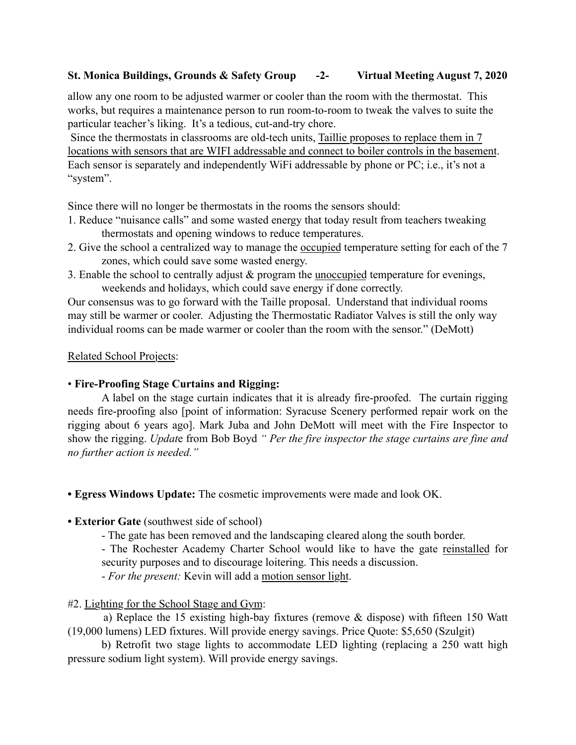allow any one room to be adjusted warmer or cooler than the room with the thermostat. This works, but requires a maintenance person to run room-to-room to tweak the valves to suite the particular teacher's liking. It's a tedious, cut-and-try chore.

Since the thermostats in classrooms are old-tech units, <u>Taillie proposes to replace them in 7 locations with sensors that are WIFI addressable and connect to boiler controls in the basement</u>. Each sensor is separately and independently WiFi addressable by phone or PC; i.e., it's not a "system".

Since there will no longer be thermostats in the rooms the sensors should:

1. Reduce "nuisance calls" and some wasted energy that today result from teachers tweaking thermostats and opening windows to reduce temperatures.
2. Give the school a centralized way to manage the <u>occupied</u> temperature setting for each of the 7 zones, which could save some wasted energy.
3. Enable the school to centrally adjust & program the <u>unoccupied</u> temperature for evenings, weekends and holidays, which could save energy if done correctly.

Our consensus was to go forward with the Taille proposal. Understand that individual rooms may still be warmer or cooler. Adjusting the Thermostatic Radiator Valves is still the only way individual rooms can be made warmer or cooler than the room with the sensor." (DeMott)

<u>Related School Projects</u>:

• **Fire-Proofing Stage Curtains and Rigging:**

A label on the stage curtain indicates that it is already fire-proofed. The curtain rigging needs fire-proofing also [point of information: Syracuse Scenery performed repair work on the rigging about 6 years ago]. Mark Juba and John DeMott will meet with the Fire Inspector to show the rigging. *Updat*e from Bob Boyd *" Per the fire inspector the stage curtains are fine and no further action is needed."*

**• Egress Windows Update:** The cosmetic improvements were made and look OK.

**• Exterior Gate** (southwest side of school)

- The gate has been removed and the landscaping cleared along the south border.
- The Rochester Academy Charter School would like to have the gate <u>reinstalled</u> for security purposes and to discourage loitering. This needs a discussion.
- *For the present:* Kevin will add a <u>motion sensor light</u>.

#2. <u>Lighting for the School Stage and Gym</u>:

a) Replace the 15 existing high-bay fixtures (remove & dispose) with fifteen 150 Watt (19,000 lumens) LED fixtures. Will provide energy savings. Price Quote: $5,650 (Szulgit)

b) Retrofit two stage lights to accommodate LED lighting (replacing a 250 watt high pressure sodium light system). Will provide energy savings.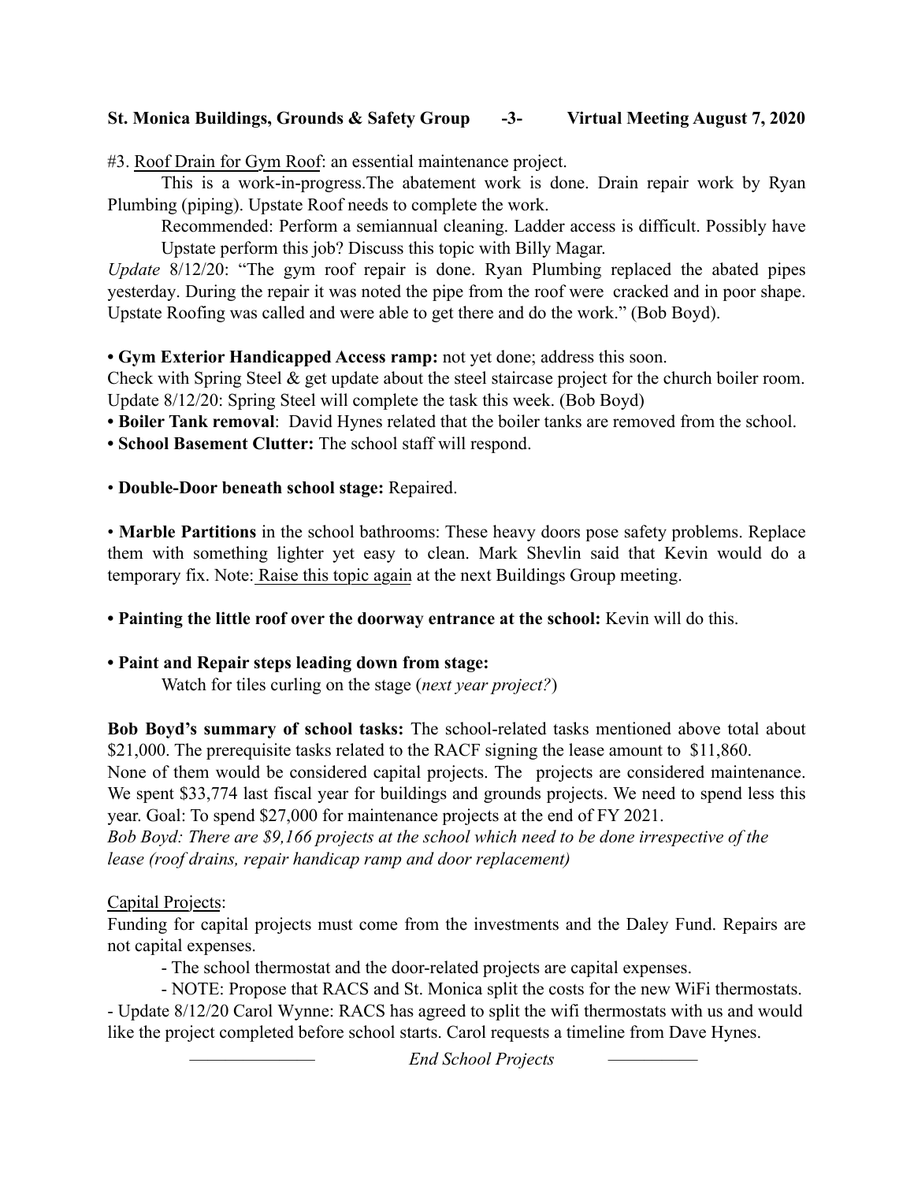#3. <u>Roof Drain for Gym Roof</u>: an essential maintenance project.

This is a work-in-progress.The abatement work is done. Drain repair work by Ryan Plumbing (piping). Upstate Roof needs to complete the work.

Recommended: Perform a semiannual cleaning. Ladder access is difficult. Possibly have Upstate perform this job? Discuss this topic with Billy Magar.

*Update* 8/12/20: "The gym roof repair is done. Ryan Plumbing replaced the abated pipes yesterday. During the repair it was noted the pipe from the roof were cracked and in poor shape. Upstate Roofing was called and were able to get there and do the work." (Bob Boyd).

**• Gym Exterior Handicapped Access ramp:** not yet done; address this soon.

Check with Spring Steel & get update about the steel staircase project for the church boiler room. Update 8/12/20: Spring Steel will complete the task this week. (Bob Boyd)

**• Boiler Tank removal**: David Hynes related that the boiler tanks are removed from the school.

**• School Basement Clutter:** The school staff will respond.

• **Double-Door beneath school stage:** Repaired.

• **Marble Partitions** in the school bathrooms: These heavy doors pose safety problems. Replace them with something lighter yet easy to clean. Mark Shevlin said that Kevin would do a temporary fix. Note: <u>Raise this topic again</u> at the next Buildings Group meeting.

**• Painting the little roof over the doorway entrance at the school:** Kevin will do this.

**• Paint and Repair steps leading down from stage:**

Watch for tiles curling on the stage (*next year project?*)

**Bob Boyd's summary of school tasks:** The school-related tasks mentioned above total about $21,000. The prerequisite tasks related to the RACF signing the lease amount to $11,860.

None of them would be considered capital projects. The projects are considered maintenance. We spent $33,774 last fiscal year for buildings and grounds projects. We need to spend less this year. Goal: To spend $27,000 for maintenance projects at the end of FY 2021.

*Bob Boyd: There are $9,166 projects at the school which need to be done irrespective of the lease (roof drains, repair handicap ramp and door replacement)*

<u>Capital Projects</u>:

Funding for capital projects must come from the investments and the Daley Fund. Repairs are not capital expenses.

- The school thermostat and the door-related projects are capital expenses.
- NOTE: Propose that RACS and St. Monica split the costs for the new WiFi thermostats.
- Update 8/12/20 Carol Wynne: RACS has agreed to split the wifi thermostats with us and would like the project completed before school starts. Carol requests a timeline from Dave Hynes.

——————— *End School Projects* —————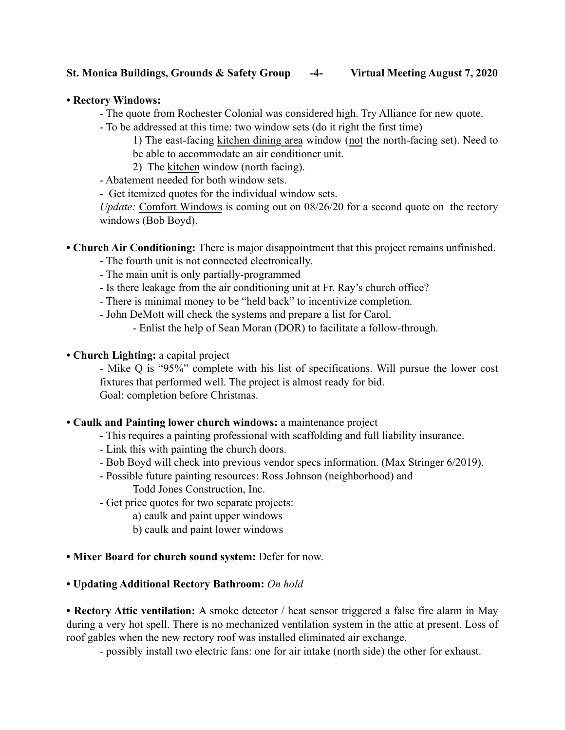**• Rectory Windows:**

- The quote from Rochester Colonial was considered high. Try Alliance for new quote.
- To be addressed at this time: two window sets (do it right the first time)
    1) The east-facing <u>kitchen dining area</u> window (<u>not</u> the north-facing set). Need to be able to accommodate an air conditioner unit.
    2) The <u>kitchen</u> window (north facing).
- Abatement needed for both window sets.
- Get itemized quotes for the individual window sets.

*Update:* <u>Comfort Windows</u> is coming out on 08/26/20 for a second quote on the rectory windows (Bob Boyd).

**• Church Air Conditioning:** There is major disappointment that this project remains unfinished.

- The fourth unit is not connected electronically.
- The main unit is only partially-programmed
- Is there leakage from the air conditioning unit at Fr. Ray's church office?
- There is minimal money to be "held back" to incentivize completion.
- John DeMott will check the systems and prepare a list for Carol.
    - Enlist the help of Sean Moran (DOR) to facilitate a follow-through.

**• Church Lighting:** a capital project

- Mike Q is "95%" complete with his list of specifications. Will pursue the lower cost fixtures that performed well. The project is almost ready for bid.

Goal: completion before Christmas.

**• Caulk and Painting lower church windows:** a maintenance project

- This requires a painting professional with scaffolding and full liability insurance.
- Link this with painting the church doors.
- Bob Boyd will check into previous vendor specs information. (Max Stringer 6/2019).
- Possible future painting resources: Ross Johnson (neighborhood) and Todd Jones Construction, Inc.
- Get price quotes for two separate projects:
    a) caulk and paint upper windows
    b) caulk and paint lower windows

**• Mixer Board for church sound system:** Defer for now.

**• Updating Additional Rectory Bathroom:** *On hold*

**• Rectory Attic ventilation:** A smoke detector / heat sensor triggered a false fire alarm in May during a very hot spell. There is no mechanized ventilation system in the attic at present. Loss of roof gables when the new rectory roof was installed eliminated air exchange.

- possibly install two electric fans: one for air intake (north side) the other for exhaust.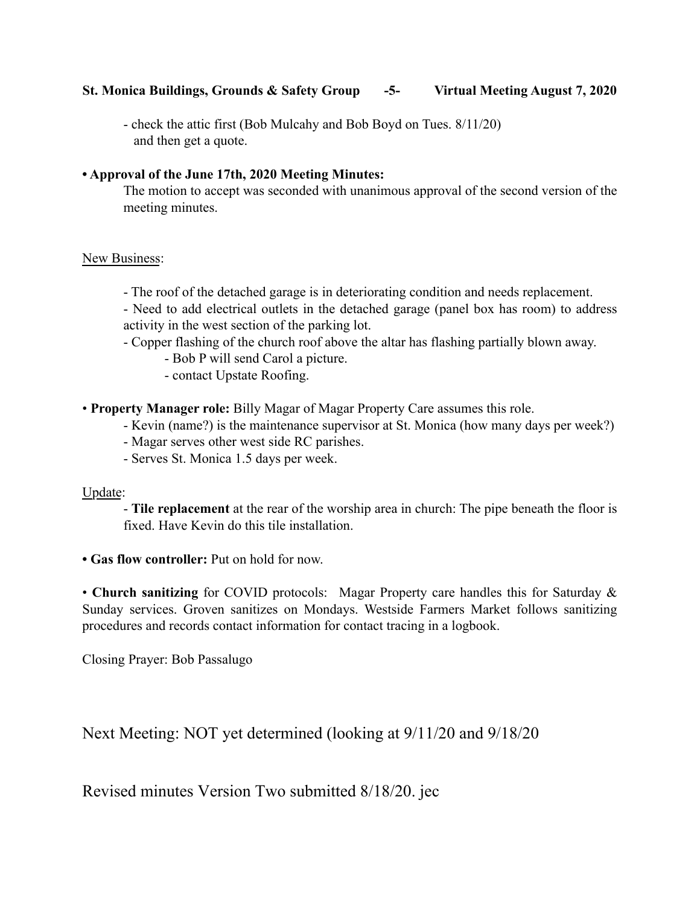- check the attic first (Bob Mulcahy and Bob Boyd on Tues. 8/11/20) and then get a quote.

**• Approval of the June 17th, 2020 Meeting Minutes:**

The motion to accept was seconded with unanimous approval of the second version of the meeting minutes.

<u>New Business</u>:

- The roof of the detached garage is in deteriorating condition and needs replacement.
- Need to add electrical outlets in the detached garage (panel box has room) to address activity in the west section of the parking lot.
- Copper flashing of the church roof above the altar has flashing partially blown away.
    - Bob P will send Carol a picture.
    - contact Upstate Roofing.

• **Property Manager role:** Billy Magar of Magar Property Care assumes this role.

- Kevin (name?) is the maintenance supervisor at St. Monica (how many days per week?)
- Magar serves other west side RC parishes.
- Serves St. Monica 1.5 days per week.

<u>Update</u>:

- **Tile replacement** at the rear of the worship area in church: The pipe beneath the floor is fixed. Have Kevin do this tile installation.

**• Gas flow controller:** Put on hold for now.

• **Church sanitizing** for COVID protocols: Magar Property care handles this for Saturday & Sunday services. Groven sanitizes on Mondays. Westside Farmers Market follows sanitizing procedures and records contact information for contact tracing in a logbook.

Closing Prayer: Bob Passalugo

Next Meeting: NOT yet determined (looking at 9/11/20 and 9/18/20

Revised minutes Version Two submitted 8/18/20. jec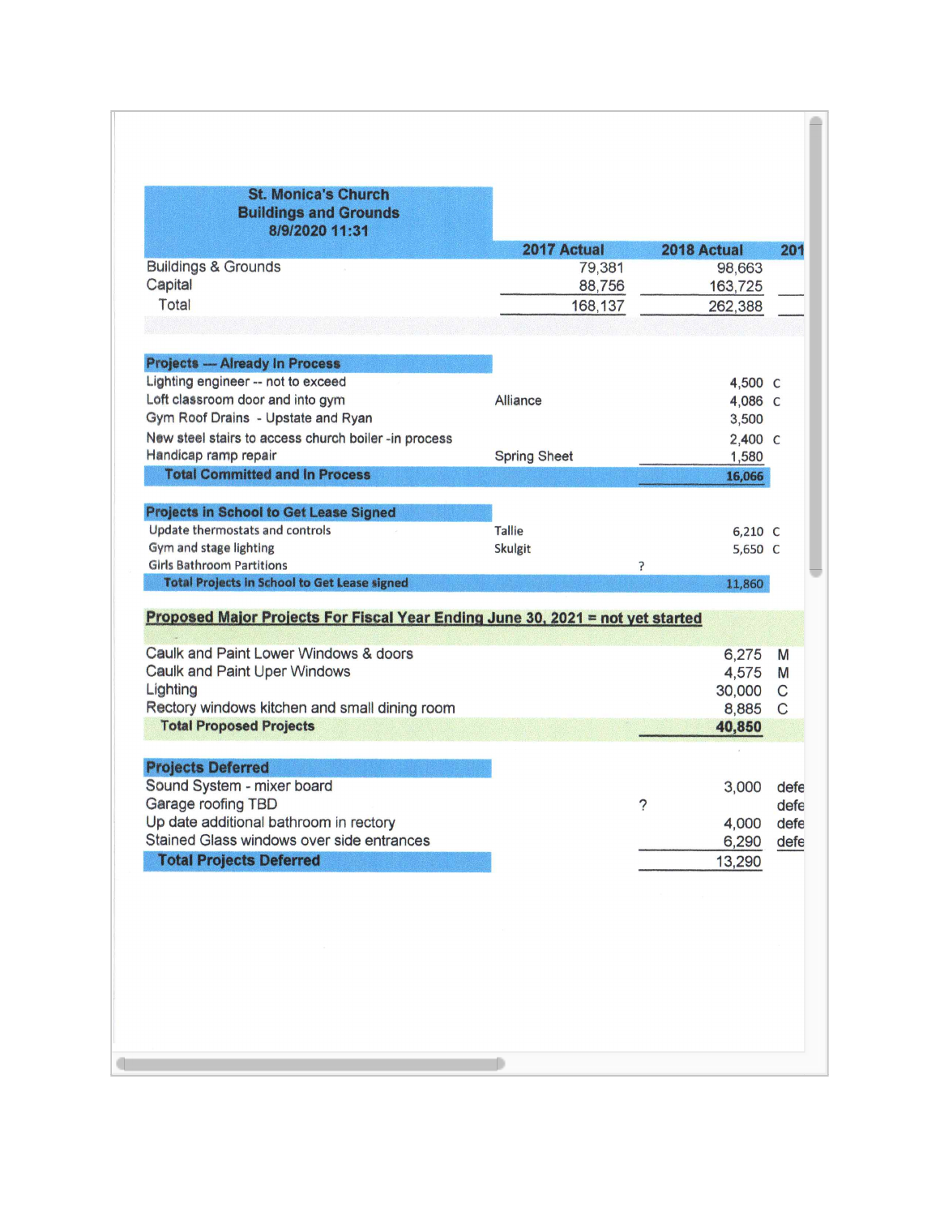| St. Monica's Church Buildings and Grounds 8/9/2020 11:31 | | | | |
|---|---|---|---|---|
| | | 2017 Actual | 2018 Actual | 201 |
| Buildings & Grounds | | 79,381 | 98,663 | |
| Capital | | 88,756 | 163,725 | |
| Total | | 168,137 | 262,388 | |

| Projects --- Already In Process | | | |
|---|---|---|---|
| Lighting engineer -- not to exceed | | 4,500 | C |
| Loft classroom door and into gym | Alliance | 4,086 | C |
| Gym Roof Drains - Upstate and Ryan | | 3,500 | |
| New steel stairs to access church boiler -in process | | 2,400 | C |
| Handicap ramp repair | Spring Sheet | 1,580 | |
| **Total Committed and In Process** | | **16,066** | |

| Projects in School to Get Lease Signed | | | | |
|---|---|---|---|---|
| Update thermostats and controls | Tallie | | 6,210 | C |
| Gym and stage lighting | Skulgit | | 5,650 | C |
| Girls Bathroom Partitions | | ? | | |
| **Total Projects in School to Get Lease signed** | | | **11,860** | |

| Proposed Major Projects For Fiscal Year Ending June 30, 2021 = not yet started | | |
|---|---|---|
| Caulk and Paint Lower Windows & doors | 6,275 | M |
| Caulk and Paint Uper Windows | 4,575 | M |
| Lighting | 30,000 | C |
| Rectory windows kitchen and small dining room | 8,885 | C |
| **Total Proposed Projects** | **40,850** | |

| Projects Deferred | | | |
|---|---|---|---|
| Sound System - mixer board | | 3,000 | defe |
| Garage roofing TBD | ? | | defe |
| Up date additional bathroom in rectory | | 4,000 | defe |
| Stained Glass windows over side entrances | | 6,290 | defe |
| **Total Projects Deferred** | | 13,290 | |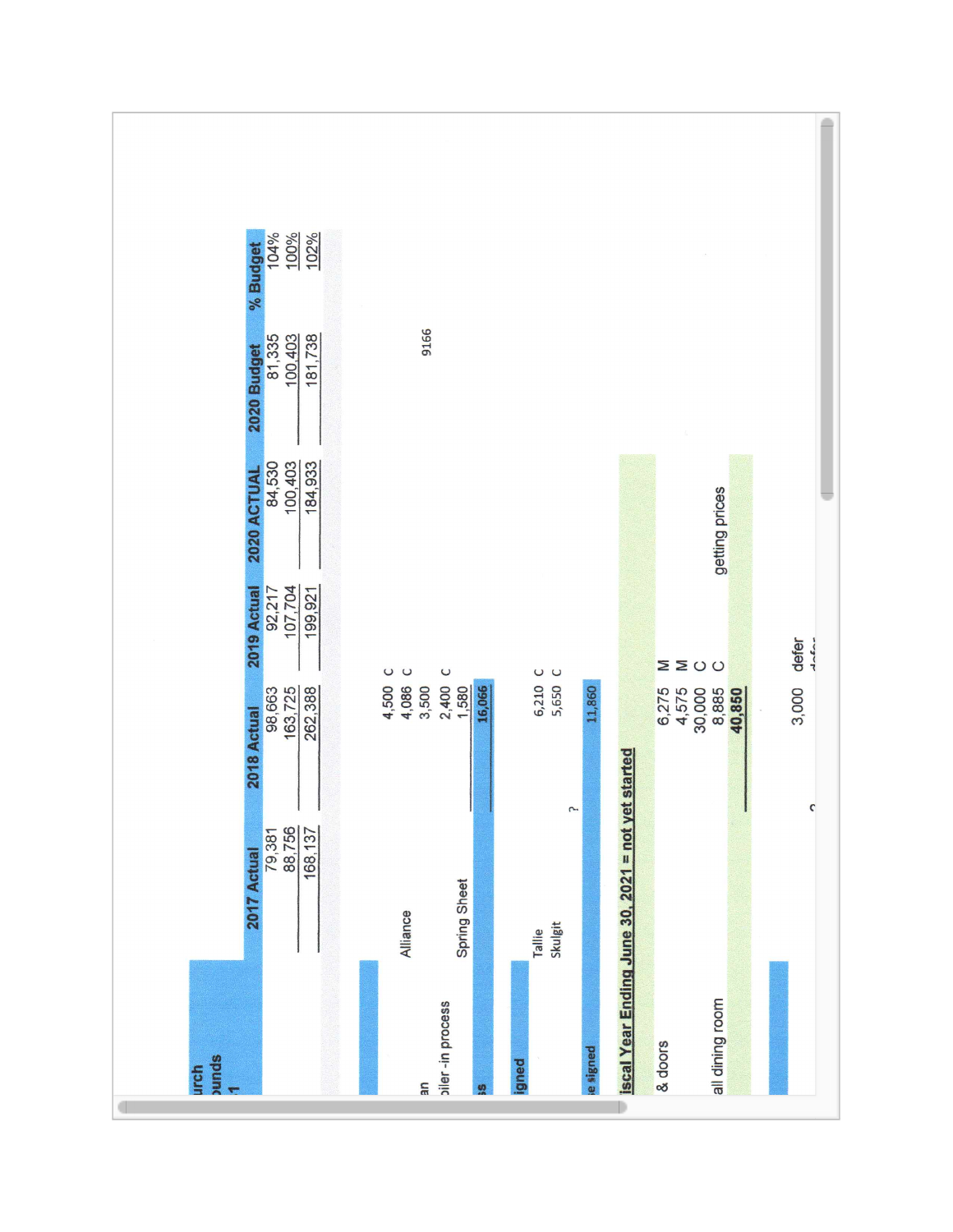urch
ounds
1

| | 2017 Actual | 2018 Actual | 2019 Actual | 2020 ACTUAL | 2020 Budget | % Budget |
|---|---|---|---|---|---|---|
| | 79,381 | 98,663 | 92,217 | 84,530 | 81,335 | 104% |
| | 88,756 | 163,725 | 107,704 | 100,403 | 100,403 | 100% |
| | 168,137 | 262,388 | 199,921 | 184,933 | 181,738 | 102% |

9166

| | | | |
|---|---|---|---|
| an | Alliance | 4,500 | C |
| | | 4,086 | C |
| oiler -in process | | 3,500 | |
| | Spring Sheet | 2,400 | C |
| | | 1,580 | |
| s | | 16,066 | |

| | | | |
|---|---|---|---|
| igned | Tallie | 6,210 | C |
| | Skulgit | 5,650 | C |
| e signed | ? | 11,860 | |

**iscal Year Ending June 30, 2021 = not yet started**

| | | | |
|---|---|---|---|
| & doors | 6,275 | M | |
| | 4,575 | M | |
| | 30,000 | C | |
| all dining room | 8,885 | C | getting prices |
| | 40,850 | | |

? 3,000 defer